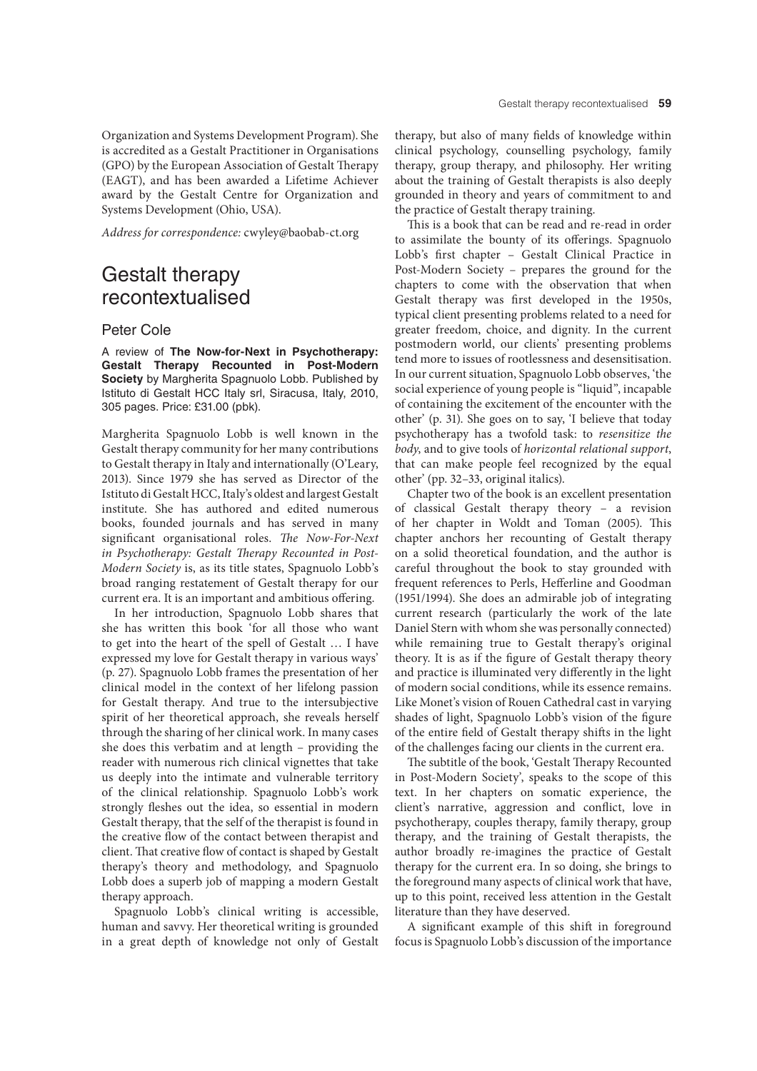Organization and Systems Development Program). She is accredited as a Gestalt Practitioner in Organisations (GPO) by the European Association of Gestalt Therapy (EAGT), and has been awarded a Lifetime Achiever award by the Gestalt Centre for Organization and Systems Development (Ohio, USA).

*Address for correspondence:* cwyley@baobab-ct.org

# Gestalt therapy recontextualised

## Peter Cole

A review of **The Now-for-Next in Psychotherapy: Gestalt Therapy Recounted in Post-Modern Society** by Margherita Spagnuolo Lobb. Published by Istituto di Gestalt HCC Italy srl, Siracusa, Italy, 2010, 305 pages. Price: £31.00 (pbk).

Margherita Spagnuolo Lobb is well known in the Gestalt therapy community for her many contributions to Gestalt therapy in Italy and internationally (O'Leary, 2013). Since 1979 she has served as Director of the Istituto di Gestalt HCC, Italy's oldest and largest Gestalt institute. She has authored and edited numerous books, founded journals and has served in many significant organisational roles. *The Now-For-Next in Psychotherapy: Gestalt Therapy Recounted in Post-Modern Society* is, as its title states, Spagnuolo Lobb's broad ranging restatement of Gestalt therapy for our current era. It is an important and ambitious offering.

In her introduction, Spagnuolo Lobb shares that she has written this book 'for all those who want to get into the heart of the spell of Gestalt … I have expressed my love for Gestalt therapy in various ways' (p. 27). Spagnuolo Lobb frames the presentation of her clinical model in the context of her lifelong passion for Gestalt therapy. And true to the intersubjective spirit of her theoretical approach, she reveals herself through the sharing of her clinical work. In many cases she does this verbatim and at length – providing the reader with numerous rich clinical vignettes that take us deeply into the intimate and vulnerable territory of the clinical relationship. Spagnuolo Lobb's work strongly fleshes out the idea, so essential in modern Gestalt therapy, that the self of the therapist is found in the creative flow of the contact between therapist and client. That creative flow of contact is shaped by Gestalt therapy's theory and methodology, and Spagnuolo Lobb does a superb job of mapping a modern Gestalt therapy approach.

Spagnuolo Lobb's clinical writing is accessible, human and savvy. Her theoretical writing is grounded in a great depth of knowledge not only of Gestalt therapy, but also of many fields of knowledge within clinical psychology, counselling psychology, family therapy, group therapy, and philosophy. Her writing about the training of Gestalt therapists is also deeply grounded in theory and years of commitment to and the practice of Gestalt therapy training.

This is a book that can be read and re-read in order to assimilate the bounty of its offerings. Spagnuolo Lobb's first chapter – Gestalt Clinical Practice in Post-Modern Society – prepares the ground for the chapters to come with the observation that when Gestalt therapy was first developed in the 1950s, typical client presenting problems related to a need for greater freedom, choice, and dignity. In the current postmodern world, our clients' presenting problems tend more to issues of rootlessness and desensitisation. In our current situation, Spagnuolo Lobb observes, 'the social experience of young people is "liquid", incapable of containing the excitement of the encounter with the other' (p. 31). She goes on to say, 'I believe that today psychotherapy has a twofold task: to *resensitize the body*, and to give tools of *horizontal relational support*, that can make people feel recognized by the equal other' (pp. 32–33, original italics).

Chapter two of the book is an excellent presentation of classical Gestalt therapy theory – a revision of her chapter in Woldt and Toman (2005). This chapter anchors her recounting of Gestalt therapy on a solid theoretical foundation, and the author is careful throughout the book to stay grounded with frequent references to Perls, Hefferline and Goodman (1951/1994). She does an admirable job of integrating current research (particularly the work of the late Daniel Stern with whom she was personally connected) while remaining true to Gestalt therapy's original theory. It is as if the figure of Gestalt therapy theory and practice is illuminated very differently in the light of modern social conditions, while its essence remains. Like Monet's vision of Rouen Cathedral cast in varying shades of light, Spagnuolo Lobb's vision of the figure of the entire field of Gestalt therapy shifts in the light of the challenges facing our clients in the current era.

The subtitle of the book, 'Gestalt Therapy Recounted in Post-Modern Society', speaks to the scope of this text. In her chapters on somatic experience, the client's narrative, aggression and conflict, love in psychotherapy, couples therapy, family therapy, group therapy, and the training of Gestalt therapists, the author broadly re-imagines the practice of Gestalt therapy for the current era. In so doing, she brings to the foreground many aspects of clinical work that have, up to this point, received less attention in the Gestalt literature than they have deserved.

A significant example of this shift in foreground focus is Spagnuolo Lobb's discussion of the importance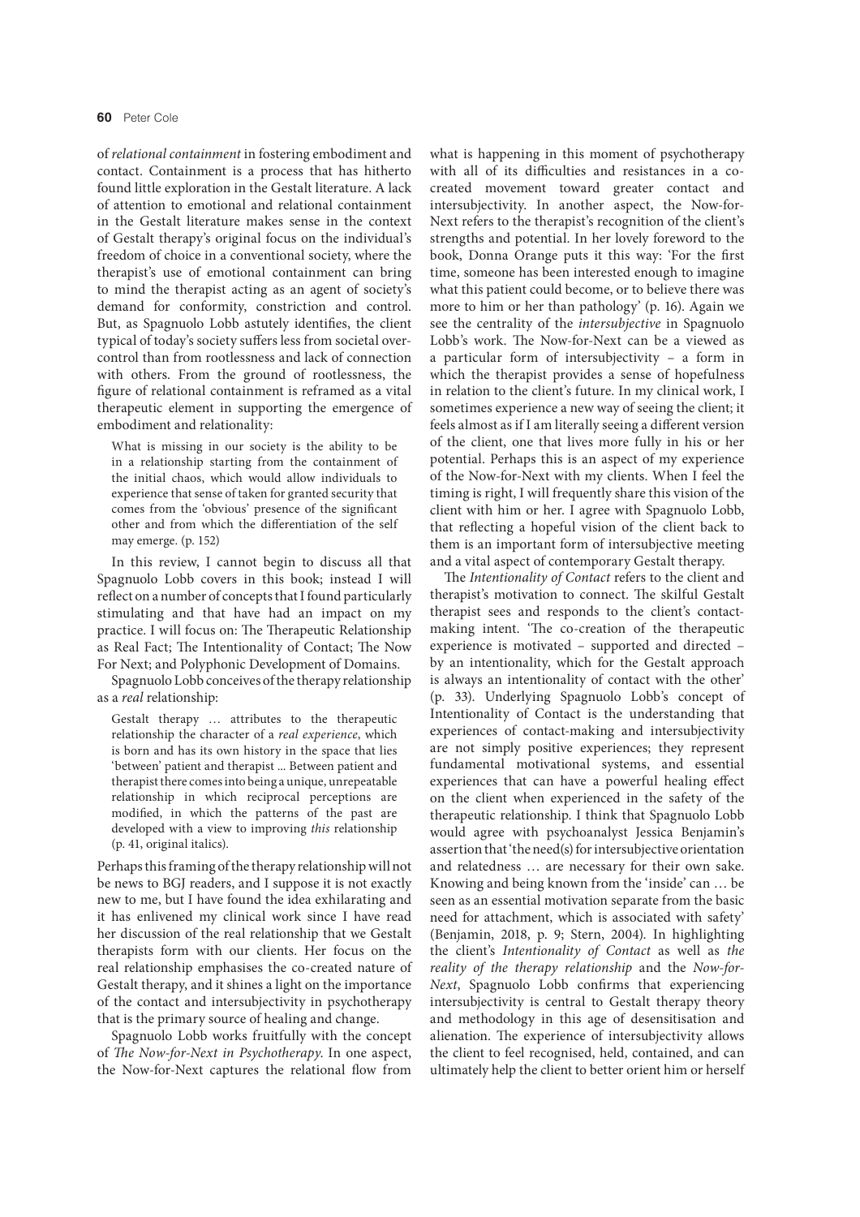of *relational containment* in fostering embodiment and contact. Containment is a process that has hitherto found little exploration in the Gestalt literature. A lack of attention to emotional and relational containment in the Gestalt literature makes sense in the context of Gestalt therapy's original focus on the individual's freedom of choice in a conventional society, where the therapist's use of emotional containment can bring to mind the therapist acting as an agent of society's demand for conformity, constriction and control. But, as Spagnuolo Lobb astutely identifies, the client typical of today's society suffers less from societal over-control than from rootlessness and lack of connection with others. From the ground of rootlessness, the figure of relational containment is reframed as a vital therapeutic element in supporting the emergence of embodiment and relationality:

> What is missing in our society is the ability to be in a relationship starting from the containment of the initial chaos, which would allow individuals to experience that sense of taken for granted security that comes from the 'obvious' presence of the significant other and from which the differentiation of the self may emerge. (p. 152)

In this review, I cannot begin to discuss all that Spagnuolo Lobb covers in this book; instead I will reflect on a number of concepts that I found particularly stimulating and that have had an impact on my practice. I will focus on: The Therapeutic Relationship as Real Fact; The Intentionality of Contact; The Now For Next; and Polyphonic Development of Domains.

Spagnuolo Lobb conceives of the therapy relationship as a *real* relationship:

> Gestalt therapy … attributes to the therapeutic relationship the character of a *real experience*, which is born and has its own history in the space that lies 'between' patient and therapist ... Between patient and therapist there comes into being a unique, unrepeatable relationship in which reciprocal perceptions are modified, in which the patterns of the past are developed with a view to improving *this* relationship (p. 41, original italics).

Perhaps this framing of the therapy relationship will not be news to BGJ readers, and I suppose it is not exactly new to me, but I have found the idea exhilarating and it has enlivened my clinical work since I have read her discussion of the real relationship that we Gestalt therapists form with our clients. Her focus on the real relationship emphasises the co-created nature of Gestalt therapy, and it shines a light on the importance of the contact and intersubjectivity in psychotherapy that is the primary source of healing and change.

Spagnuolo Lobb works fruitfully with the concept of *The Now-for-Next in Psychotherapy*. In one aspect, the Now-for-Next captures the relational flow from what is happening in this moment of psychotherapy with all of its difficulties and resistances in a co-created movement toward greater contact and intersubjectivity. In another aspect, the Now-for-Next refers to the therapist's recognition of the client's strengths and potential. In her lovely foreword to the book, Donna Orange puts it this way: 'For the first time, someone has been interested enough to imagine what this patient could become, or to believe there was more to him or her than pathology' (p. 16). Again we see the centrality of the *intersubjective* in Spagnuolo Lobb's work. The Now-for-Next can be a viewed as a particular form of intersubjectivity – a form in which the therapist provides a sense of hopefulness in relation to the client's future. In my clinical work, I sometimes experience a new way of seeing the client; it feels almost as if I am literally seeing a different version of the client, one that lives more fully in his or her potential. Perhaps this is an aspect of my experience of the Now-for-Next with my clients. When I feel the timing is right, I will frequently share this vision of the client with him or her. I agree with Spagnuolo Lobb, that reflecting a hopeful vision of the client back to them is an important form of intersubjective meeting and a vital aspect of contemporary Gestalt therapy.

The *Intentionality of Contact* refers to the client and therapist's motivation to connect. The skilful Gestalt therapist sees and responds to the client's contact-making intent. 'The co-creation of the therapeutic experience is motivated – supported and directed – by an intentionality, which for the Gestalt approach is always an intentionality of contact with the other' (p. 33). Underlying Spagnuolo Lobb's concept of Intentionality of Contact is the understanding that experiences of contact-making and intersubjectivity are not simply positive experiences; they represent fundamental motivational systems, and essential experiences that can have a powerful healing effect on the client when experienced in the safety of the therapeutic relationship. I think that Spagnuolo Lobb would agree with psychoanalyst Jessica Benjamin's assertion that 'the need(s) for intersubjective orientation and relatedness … are necessary for their own sake. Knowing and being known from the 'inside' can … be seen as an essential motivation separate from the basic need for attachment, which is associated with safety' (Benjamin, 2018, p. 9; Stern, 2004). In highlighting the client's *Intentionality of Contact* as well as *the reality of the therapy relationship* and the *Now-for-Next*, Spagnuolo Lobb confirms that experiencing intersubjectivity is central to Gestalt therapy theory and methodology in this age of desensitisation and alienation. The experience of intersubjectivity allows the client to feel recognised, held, contained, and can ultimately help the client to better orient him or herself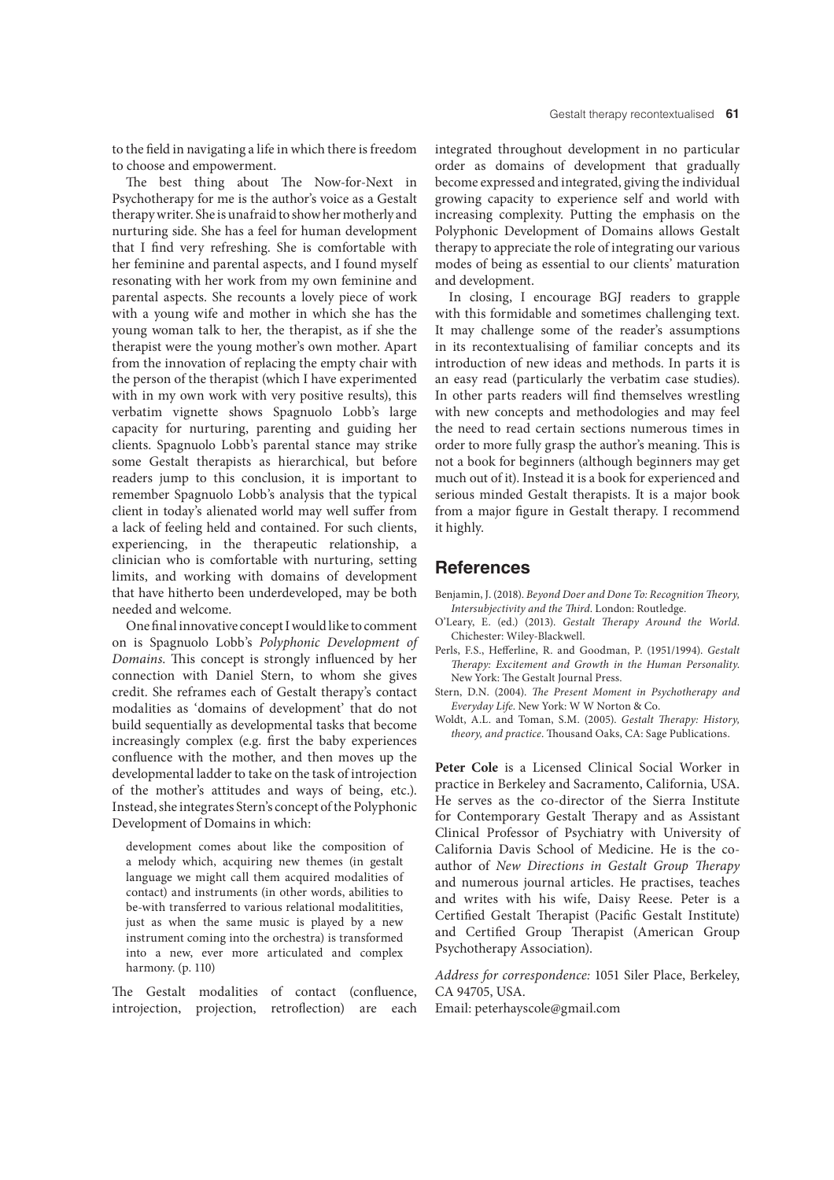to the field in navigating a life in which there is freedom to choose and empowerment.

The best thing about The Now-for-Next in Psychotherapy for me is the author's voice as a Gestalt therapy writer. She is unafraid to show her motherly and nurturing side. She has a feel for human development that I find very refreshing. She is comfortable with her feminine and parental aspects, and I found myself resonating with her work from my own feminine and parental aspects. She recounts a lovely piece of work with a young wife and mother in which she has the young woman talk to her, the therapist, as if she the therapist were the young mother's own mother. Apart from the innovation of replacing the empty chair with the person of the therapist (which I have experimented with in my own work with very positive results), this verbatim vignette shows Spagnuolo Lobb's large capacity for nurturing, parenting and guiding her clients. Spagnuolo Lobb's parental stance may strike some Gestalt therapists as hierarchical, but before readers jump to this conclusion, it is important to remember Spagnuolo Lobb's analysis that the typical client in today's alienated world may well suffer from a lack of feeling held and contained. For such clients, experiencing, in the therapeutic relationship, a clinician who is comfortable with nurturing, setting limits, and working with domains of development that have hitherto been underdeveloped, may be both needed and welcome.

One final innovative concept I would like to comment on is Spagnuolo Lobb's *Polyphonic Development of Domains*. This concept is strongly influenced by her connection with Daniel Stern, to whom she gives credit. She reframes each of Gestalt therapy's contact modalities as 'domains of development' that do not build sequentially as developmental tasks that become increasingly complex (e.g. first the baby experiences confluence with the mother, and then moves up the developmental ladder to take on the task of introjection of the mother's attitudes and ways of being, etc.). Instead, she integrates Stern's concept of the Polyphonic Development of Domains in which:

> development comes about like the composition of a melody which, acquiring new themes (in gestalt language we might call them acquired modalities of contact) and instruments (in other words, abilities to be-with transferred to various relational modalitities, just as when the same music is played by a new instrument coming into the orchestra) is transformed into a new, ever more articulated and complex harmony. (p. 110)

The Gestalt modalities of contact (confluence, introjection, projection, retroflection) are each integrated throughout development in no particular order as domains of development that gradually become expressed and integrated, giving the individual growing capacity to experience self and world with increasing complexity. Putting the emphasis on the Polyphonic Development of Domains allows Gestalt therapy to appreciate the role of integrating our various modes of being as essential to our clients' maturation and development.

In closing, I encourage BGJ readers to grapple with this formidable and sometimes challenging text. It may challenge some of the reader's assumptions in its recontextualising of familiar concepts and its introduction of new ideas and methods. In parts it is an easy read (particularly the verbatim case studies). In other parts readers will find themselves wrestling with new concepts and methodologies and may feel the need to read certain sections numerous times in order to more fully grasp the author's meaning. This is not a book for beginners (although beginners may get much out of it). Instead it is a book for experienced and serious minded Gestalt therapists. It is a major book from a major figure in Gestalt therapy. I recommend it highly.

## References

Benjamin, J. (2018). *Beyond Doer and Done To: Recognition Theory, Intersubjectivity and the Third*. London: Routledge.

O'Leary, E. (ed.) (2013). *Gestalt Therapy Around the World*. Chichester: Wiley-Blackwell.

Perls, F.S., Hefferline, R. and Goodman, P. (1951/1994). *Gestalt Therapy: Excitement and Growth in the Human Personality*. New York: The Gestalt Journal Press.

Stern, D.N. (2004). *The Present Moment in Psychotherapy and Everyday Life*. New York: W W Norton & Co.

Woldt, A.L. and Toman, S.M. (2005). *Gestalt Therapy: History, theory, and practice*. Thousand Oaks, CA: Sage Publications.

**Peter Cole** is a Licensed Clinical Social Worker in practice in Berkeley and Sacramento, California, USA. He serves as the co-director of the Sierra Institute for Contemporary Gestalt Therapy and as Assistant Clinical Professor of Psychiatry with University of California Davis School of Medicine. He is the co-author of *New Directions in Gestalt Group Therapy* and numerous journal articles. He practises, teaches and writes with his wife, Daisy Reese. Peter is a Certified Gestalt Therapist (Pacific Gestalt Institute) and Certified Group Therapist (American Group Psychotherapy Association).

*Address for correspondence:* 1051 Siler Place, Berkeley, CA 94705, USA.
Email: peterhayscole@gmail.com